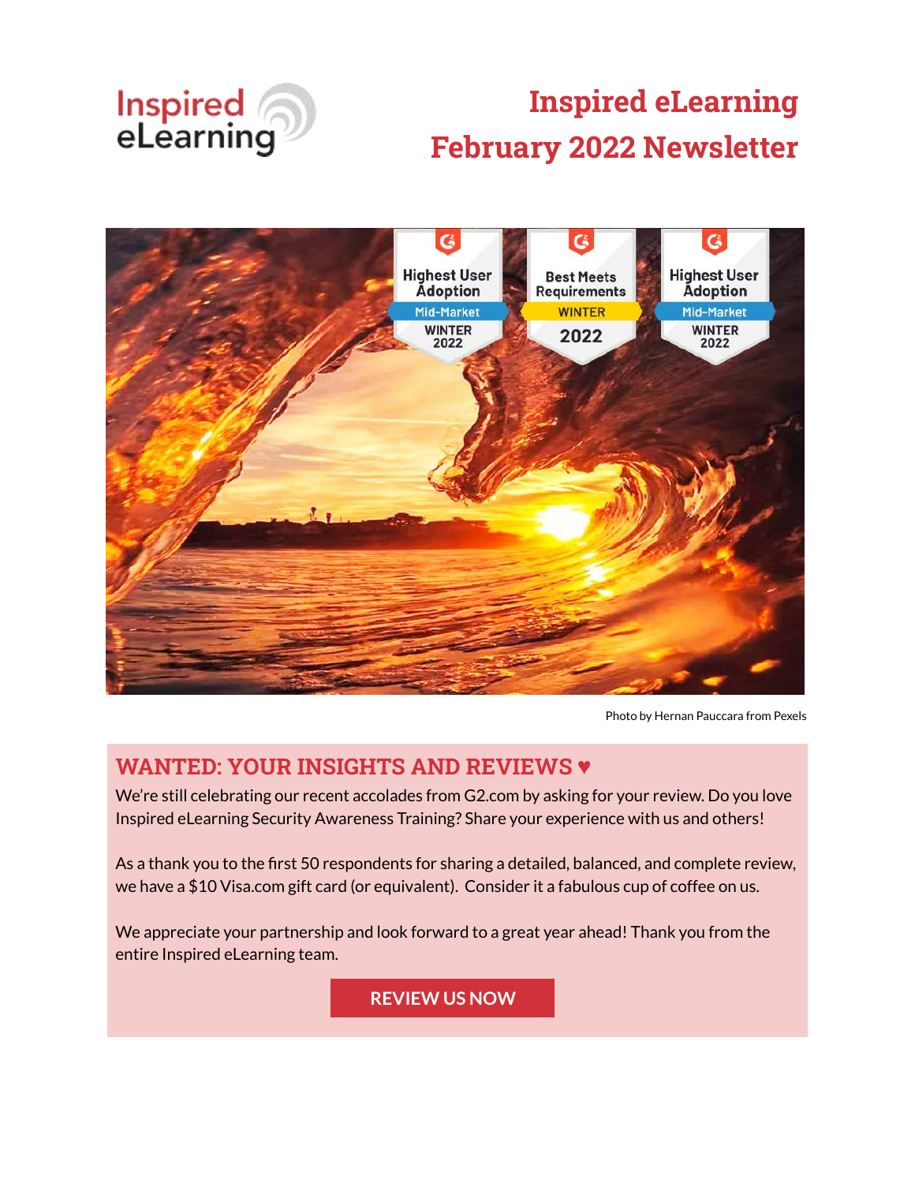# Inspired eLearning February 2022 Newsletter

Photo by Hernan Pauccara from Pexels

## WANTED: YOUR INSIGHTS AND REVIEWS ♥

We're still celebrating our recent accolades from G2.com by asking for your review. Do you love Inspired eLearning Security Awareness Training? Share your experience with us and others!

As a thank you to the first 50 respondents for sharing a detailed, balanced, and complete review, we have a $10 Visa.com gift card (or equivalent). Consider it a fabulous cup of coffee on us.

We appreciate your partnership and look forward to a great year ahead! Thank you from the entire Inspired eLearning team.

**REVIEW US NOW**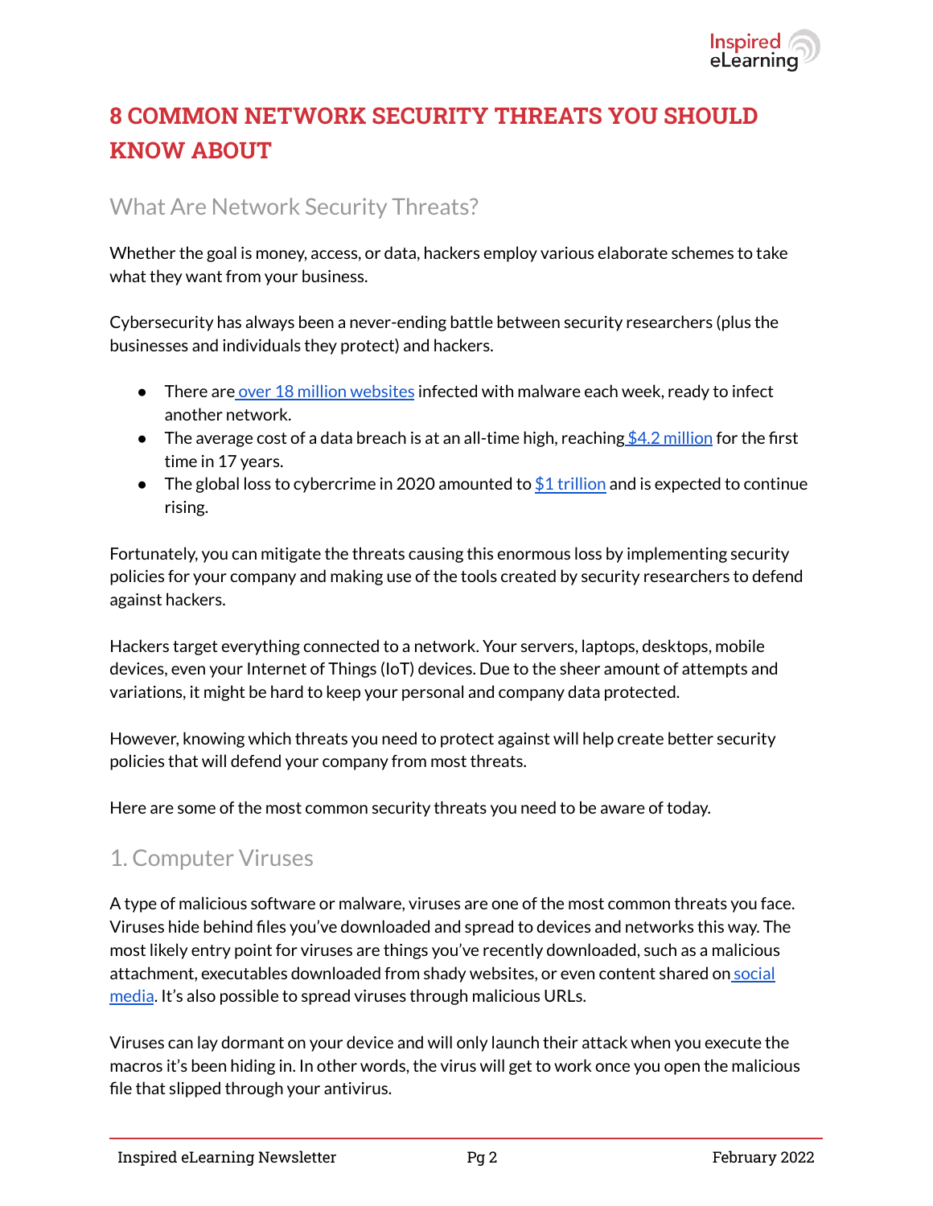# 8 COMMON NETWORK SECURITY THREATS YOU SHOULD KNOW ABOUT

## What Are Network Security Threats?

Whether the goal is money, access, or data, hackers employ various elaborate schemes to take what they want from your business.

Cybersecurity has always been a never-ending battle between security researchers (plus the businesses and individuals they protect) and hackers.

- There are over 18 million websites infected with malware each week, ready to infect another network.
- The average cost of a data breach is at an all-time high, reaching $4.2 million for the first time in 17 years.
- The global loss to cybercrime in 2020 amounted to $1 trillion and is expected to continue rising.

Fortunately, you can mitigate the threats causing this enormous loss by implementing security policies for your company and making use of the tools created by security researchers to defend against hackers.

Hackers target everything connected to a network. Your servers, laptops, desktops, mobile devices, even your Internet of Things (IoT) devices. Due to the sheer amount of attempts and variations, it might be hard to keep your personal and company data protected.

However, knowing which threats you need to protect against will help create better security policies that will defend your company from most threats.

Here are some of the most common security threats you need to be aware of today.

## 1. Computer Viruses

A type of malicious software or malware, viruses are one of the most common threats you face. Viruses hide behind files you've downloaded and spread to devices and networks this way. The most likely entry point for viruses are things you've recently downloaded, such as a malicious attachment, executables downloaded from shady websites, or even content shared on social media. It's also possible to spread viruses through malicious URLs.

Viruses can lay dormant on your device and will only launch their attack when you execute the macros it's been hiding in. In other words, the virus will get to work once you open the malicious file that slipped through your antivirus.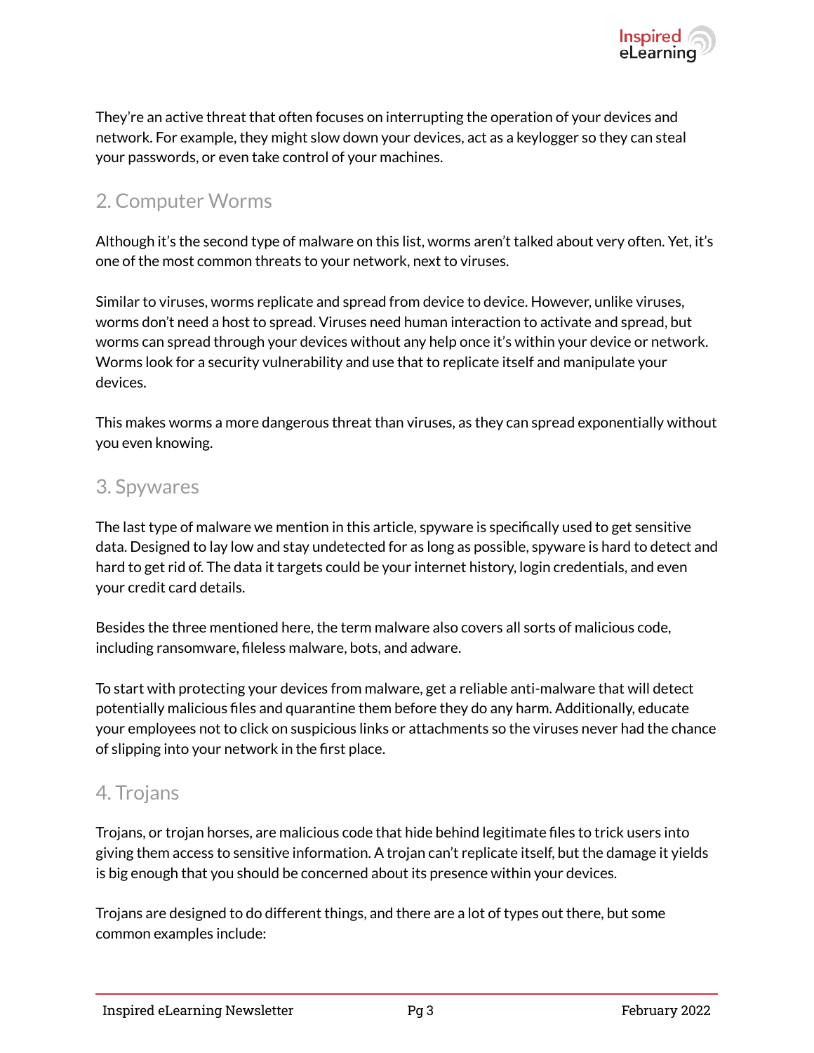They're an active threat that often focuses on interrupting the operation of your devices and network. For example, they might slow down your devices, act as a keylogger so they can steal your passwords, or even take control of your machines.

## 2. Computer Worms

Although it's the second type of malware on this list, worms aren't talked about very often. Yet, it's one of the most common threats to your network, next to viruses.

Similar to viruses, worms replicate and spread from device to device. However, unlike viruses, worms don't need a host to spread. Viruses need human interaction to activate and spread, but worms can spread through your devices without any help once it's within your device or network. Worms look for a security vulnerability and use that to replicate itself and manipulate your devices.

This makes worms a more dangerous threat than viruses, as they can spread exponentially without you even knowing.

## 3. Spywares

The last type of malware we mention in this article, spyware is specifically used to get sensitive data. Designed to lay low and stay undetected for as long as possible, spyware is hard to detect and hard to get rid of. The data it targets could be your internet history, login credentials, and even your credit card details.

Besides the three mentioned here, the term malware also covers all sorts of malicious code, including ransomware, fileless malware, bots, and adware.

To start with protecting your devices from malware, get a reliable anti-malware that will detect potentially malicious files and quarantine them before they do any harm. Additionally, educate your employees not to click on suspicious links or attachments so the viruses never had the chance of slipping into your network in the first place.

## 4. Trojans

Trojans, or trojan horses, are malicious code that hide behind legitimate files to trick users into giving them access to sensitive information. A trojan can't replicate itself, but the damage it yields is big enough that you should be concerned about its presence within your devices.

Trojans are designed to do different things, and there are a lot of types out there, but some common examples include: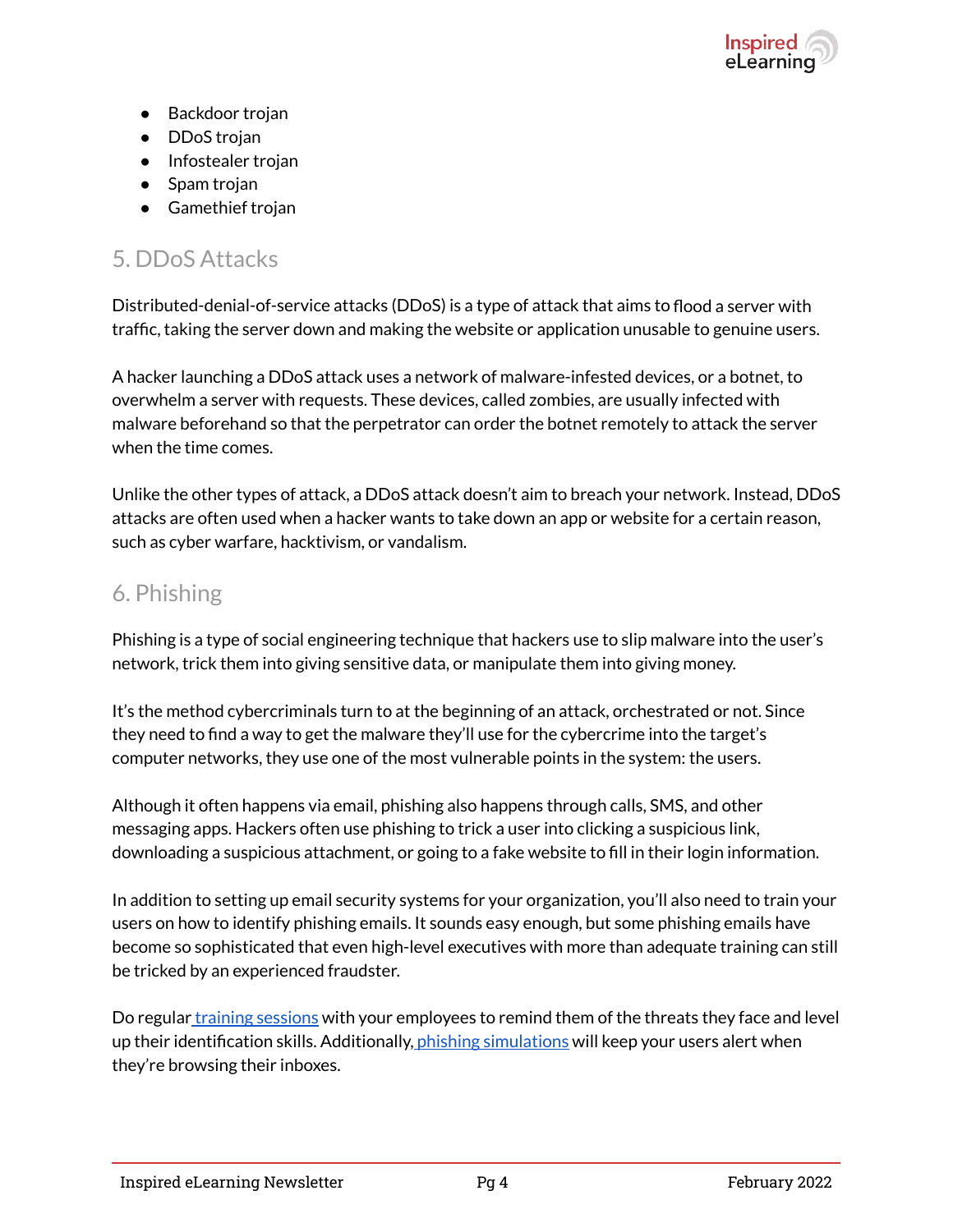- Backdoor trojan
- DDoS trojan
- Infostealer trojan
- Spam trojan
- Gamethief trojan

## 5. DDoS Attacks

Distributed-denial-of-service attacks (DDoS) is a type of attack that aims to flood a server with traffic, taking the server down and making the website or application unusable to genuine users.

A hacker launching a DDoS attack uses a network of malware-infested devices, or a botnet, to overwhelm a server with requests. These devices, called zombies, are usually infected with malware beforehand so that the perpetrator can order the botnet remotely to attack the server when the time comes.

Unlike the other types of attack, a DDoS attack doesn't aim to breach your network. Instead, DDoS attacks are often used when a hacker wants to take down an app or website for a certain reason, such as cyber warfare, hacktivism, or vandalism.

## 6. Phishing

Phishing is a type of social engineering technique that hackers use to slip malware into the user's network, trick them into giving sensitive data, or manipulate them into giving money.

It's the method cybercriminals turn to at the beginning of an attack, orchestrated or not. Since they need to find a way to get the malware they'll use for the cybercrime into the target's computer networks, they use one of the most vulnerable points in the system: the users.

Although it often happens via email, phishing also happens through calls, SMS, and other messaging apps. Hackers often use phishing to trick a user into clicking a suspicious link, downloading a suspicious attachment, or going to a fake website to fill in their login information.

In addition to setting up email security systems for your organization, you'll also need to train your users on how to identify phishing emails. It sounds easy enough, but some phishing emails have become so sophisticated that even high-level executives with more than adequate training can still be tricked by an experienced fraudster.

Do regular training sessions with your employees to remind them of the threats they face and level up their identification skills. Additionally, phishing simulations will keep your users alert when they're browsing their inboxes.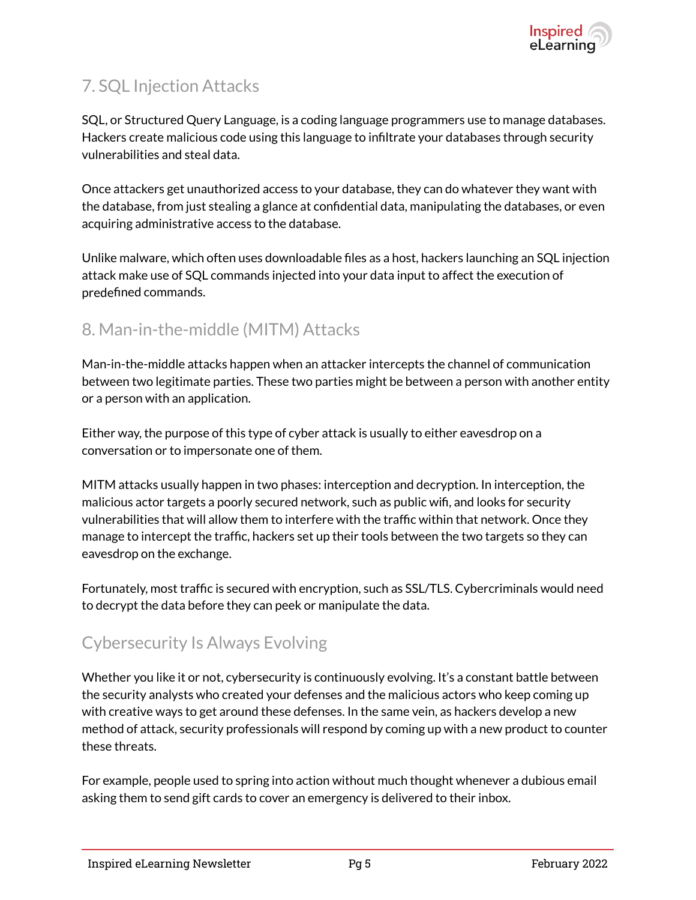## 7. SQL Injection Attacks

SQL, or Structured Query Language, is a coding language programmers use to manage databases. Hackers create malicious code using this language to infiltrate your databases through security vulnerabilities and steal data.

Once attackers get unauthorized access to your database, they can do whatever they want with the database, from just stealing a glance at confidential data, manipulating the databases, or even acquiring administrative access to the database.

Unlike malware, which often uses downloadable files as a host, hackers launching an SQL injection attack make use of SQL commands injected into your data input to affect the execution of predefined commands.

## 8. Man-in-the-middle (MITM) Attacks

Man-in-the-middle attacks happen when an attacker intercepts the channel of communication between two legitimate parties. These two parties might be between a person with another entity or a person with an application.

Either way, the purpose of this type of cyber attack is usually to either eavesdrop on a conversation or to impersonate one of them.

MITM attacks usually happen in two phases: interception and decryption. In interception, the malicious actor targets a poorly secured network, such as public wifi, and looks for security vulnerabilities that will allow them to interfere with the traffic within that network. Once they manage to intercept the traffic, hackers set up their tools between the two targets so they can eavesdrop on the exchange.

Fortunately, most traffic is secured with encryption, such as SSL/TLS. Cybercriminals would need to decrypt the data before they can peek or manipulate the data.

## Cybersecurity Is Always Evolving

Whether you like it or not, cybersecurity is continuously evolving. It's a constant battle between the security analysts who created your defenses and the malicious actors who keep coming up with creative ways to get around these defenses. In the same vein, as hackers develop a new method of attack, security professionals will respond by coming up with a new product to counter these threats.

For example, people used to spring into action without much thought whenever a dubious email asking them to send gift cards to cover an emergency is delivered to their inbox.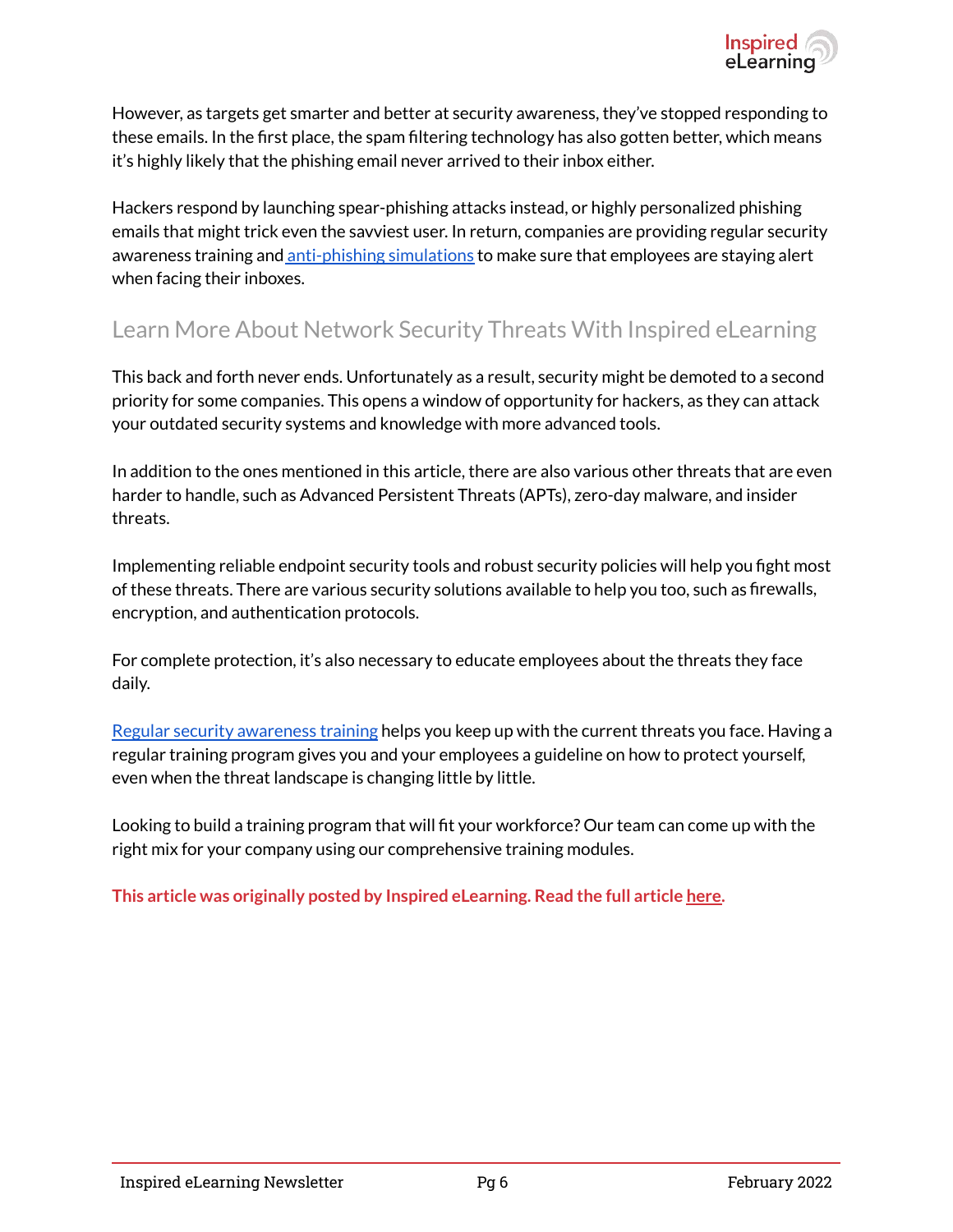However, as targets get smarter and better at security awareness, they've stopped responding to these emails. In the first place, the spam filtering technology has also gotten better, which means it's highly likely that the phishing email never arrived to their inbox either.

Hackers respond by launching spear-phishing attacks instead, or highly personalized phishing emails that might trick even the savviest user. In return, companies are providing regular security awareness training and [anti-phishing simulations]() to make sure that employees are staying alert when facing their inboxes.

## Learn More About Network Security Threats With Inspired eLearning

This back and forth never ends. Unfortunately as a result, security might be demoted to a second priority for some companies. This opens a window of opportunity for hackers, as they can attack your outdated security systems and knowledge with more advanced tools.

In addition to the ones mentioned in this article, there are also various other threats that are even harder to handle, such as Advanced Persistent Threats (APTs), zero-day malware, and insider threats.

Implementing reliable endpoint security tools and robust security policies will help you fight most of these threats. There are various security solutions available to help you too, such as firewalls, encryption, and authentication protocols.

For complete protection, it's also necessary to educate employees about the threats they face daily.

[Regular security awareness training]() helps you keep up with the current threats you face. Having a regular training program gives you and your employees a guideline on how to protect yourself, even when the threat landscape is changing little by little.

Looking to build a training program that will fit your workforce? Our team can come up with the right mix for your company using our comprehensive training modules.

**This article was originally posted by Inspired eLearning. Read the full article [here]().**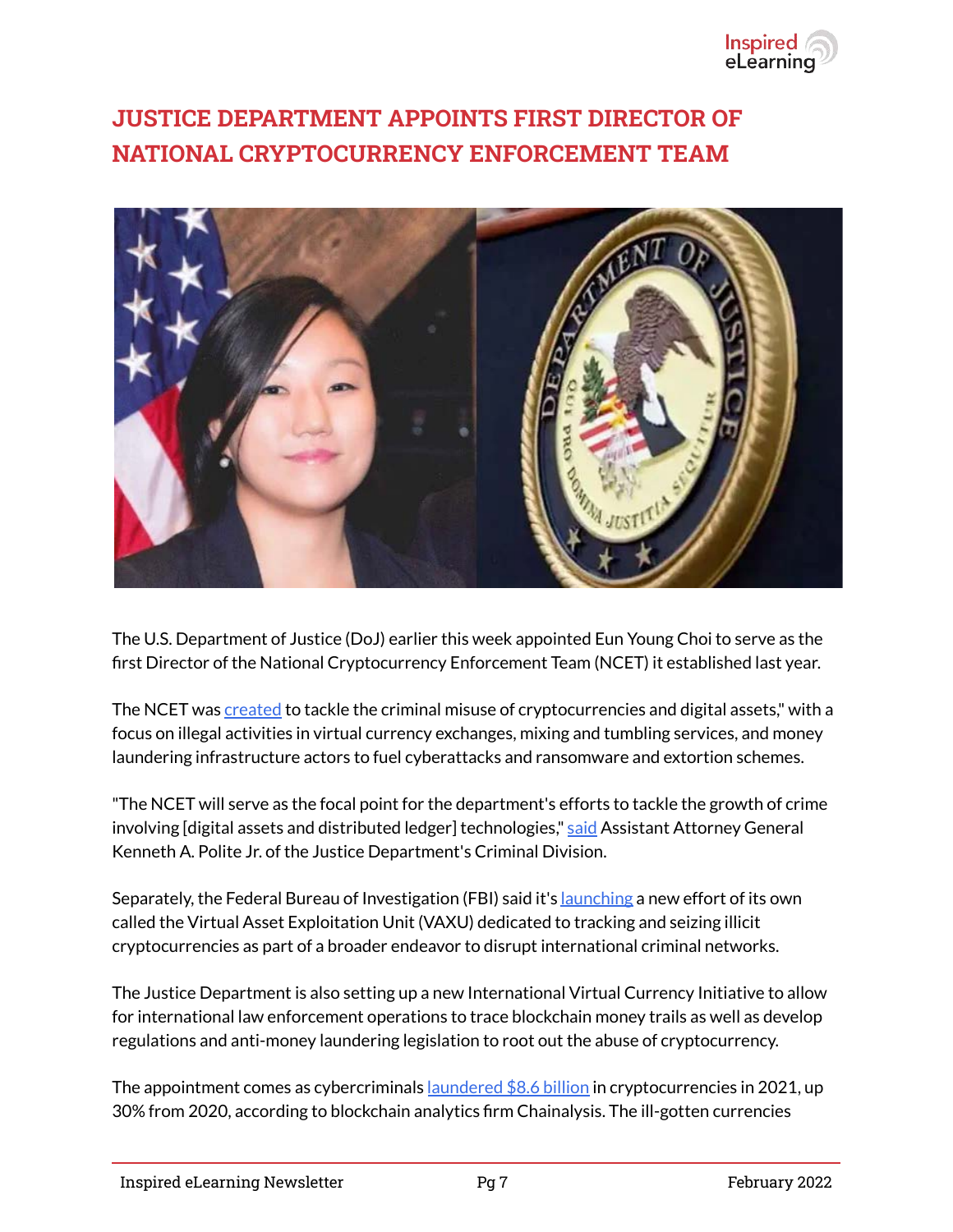# JUSTICE DEPARTMENT APPOINTS FIRST DIRECTOR OF NATIONAL CRYPTOCURRENCY ENFORCEMENT TEAM

The U.S. Department of Justice (DoJ) earlier this week appointed Eun Young Choi to serve as the first Director of the National Cryptocurrency Enforcement Team (NCET) it established last year.

The NCET was created to tackle the criminal misuse of cryptocurrencies and digital assets," with a focus on illegal activities in virtual currency exchanges, mixing and tumbling services, and money laundering infrastructure actors to fuel cyberattacks and ransomware and extortion schemes.

"The NCET will serve as the focal point for the department's efforts to tackle the growth of crime involving [digital assets and distributed ledger] technologies," said Assistant Attorney General Kenneth A. Polite Jr. of the Justice Department's Criminal Division.

Separately, the Federal Bureau of Investigation (FBI) said it's launching a new effort of its own called the Virtual Asset Exploitation Unit (VAXU) dedicated to tracking and seizing illicit cryptocurrencies as part of a broader endeavor to disrupt international criminal networks.

The Justice Department is also setting up a new International Virtual Currency Initiative to allow for international law enforcement operations to trace blockchain money trails as well as develop regulations and anti-money laundering legislation to root out the abuse of cryptocurrency.

The appointment comes as cybercriminals laundered $8.6 billion in cryptocurrencies in 2021, up 30% from 2020, according to blockchain analytics firm Chainalysis. The ill-gotten currencies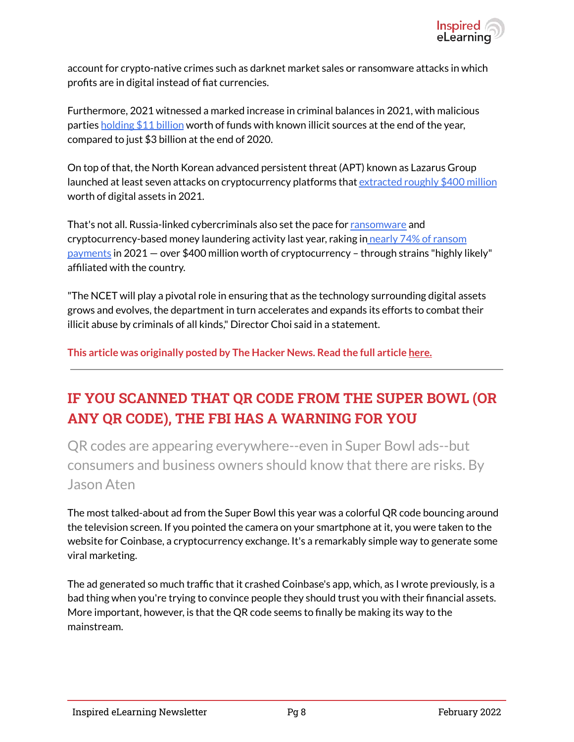account for crypto-native crimes such as darknet market sales or ransomware attacks in which profits are in digital instead of fiat currencies.

Furthermore, 2021 witnessed a marked increase in criminal balances in 2021, with malicious parties holding $11 billion worth of funds with known illicit sources at the end of the year, compared to just $3 billion at the end of 2020.

On top of that, the North Korean advanced persistent threat (APT) known as Lazarus Group launched at least seven attacks on cryptocurrency platforms that extracted roughly $400 million worth of digital assets in 2021.

That's not all. Russia-linked cybercriminals also set the pace for ransomware and cryptocurrency-based money laundering activity last year, raking in nearly 74% of ransom payments in 2021 — over $400 million worth of cryptocurrency – through strains "highly likely" affiliated with the country.

"The NCET will play a pivotal role in ensuring that as the technology surrounding digital assets grows and evolves, the department in turn accelerates and expands its efforts to combat their illicit abuse by criminals of all kinds," Director Choi said in a statement.

**This article was originally posted by The Hacker News. Read the full article here.**

---

## IF YOU SCANNED THAT QR CODE FROM THE SUPER BOWL (OR ANY QR CODE), THE FBI HAS A WARNING FOR YOU

QR codes are appearing everywhere--even in Super Bowl ads--but consumers and business owners should know that there are risks. By Jason Aten

The most talked-about ad from the Super Bowl this year was a colorful QR code bouncing around the television screen. If you pointed the camera on your smartphone at it, you were taken to the website for Coinbase, a cryptocurrency exchange. It's a remarkably simple way to generate some viral marketing.

The ad generated so much traffic that it crashed Coinbase's app, which, as I wrote previously, is a bad thing when you're trying to convince people they should trust you with their financial assets. More important, however, is that the QR code seems to finally be making its way to the mainstream.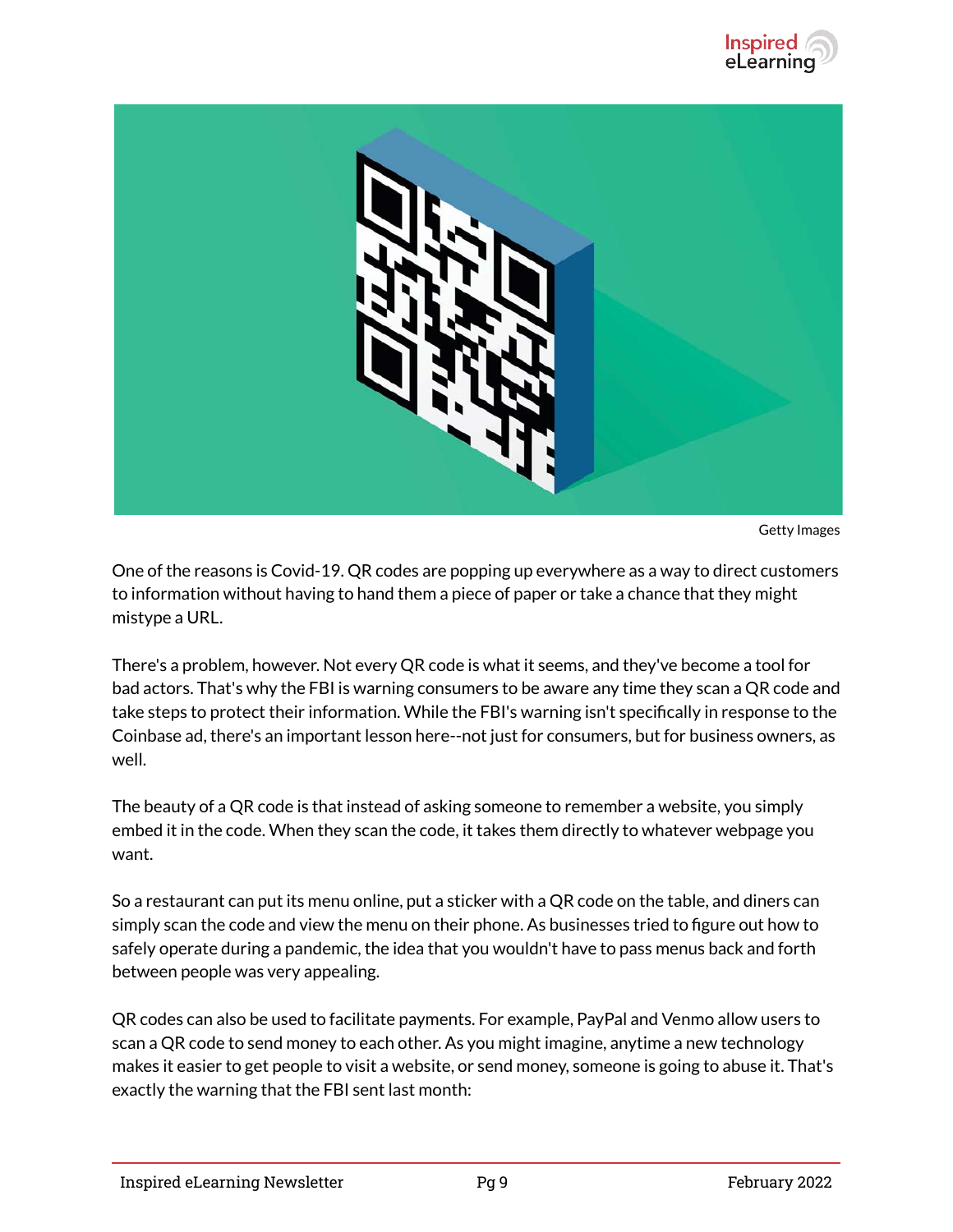Getty Images

One of the reasons is Covid-19. QR codes are popping up everywhere as a way to direct customers to information without having to hand them a piece of paper or take a chance that they might mistype a URL.

There's a problem, however. Not every QR code is what it seems, and they've become a tool for bad actors. That's why the FBI is warning consumers to be aware any time they scan a QR code and take steps to protect their information. While the FBI's warning isn't specifically in response to the Coinbase ad, there's an important lesson here--not just for consumers, but for business owners, as well.

The beauty of a QR code is that instead of asking someone to remember a website, you simply embed it in the code. When they scan the code, it takes them directly to whatever webpage you want.

So a restaurant can put its menu online, put a sticker with a QR code on the table, and diners can simply scan the code and view the menu on their phone. As businesses tried to figure out how to safely operate during a pandemic, the idea that you wouldn't have to pass menus back and forth between people was very appealing.

QR codes can also be used to facilitate payments. For example, PayPal and Venmo allow users to scan a QR code to send money to each other. As you might imagine, anytime a new technology makes it easier to get people to visit a website, or send money, someone is going to abuse it. That's exactly the warning that the FBI sent last month: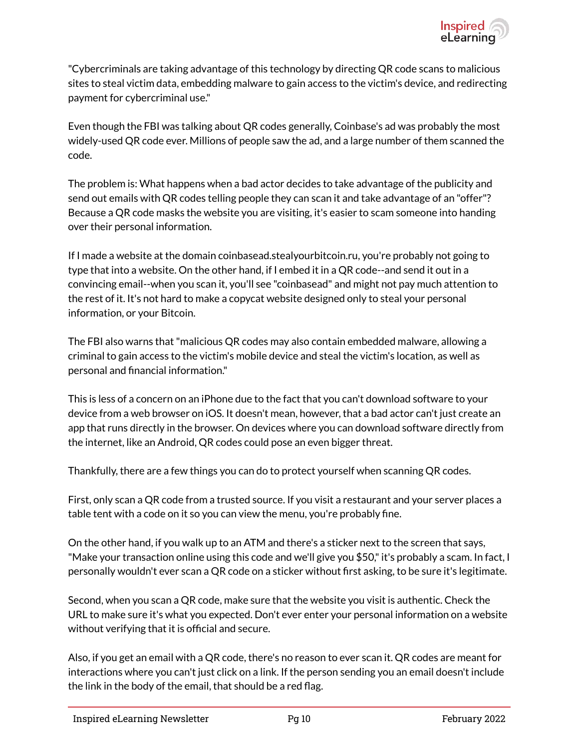"Cybercriminals are taking advantage of this technology by directing QR code scans to malicious sites to steal victim data, embedding malware to gain access to the victim's device, and redirecting payment for cybercriminal use."

Even though the FBI was talking about QR codes generally, Coinbase's ad was probably the most widely-used QR code ever. Millions of people saw the ad, and a large number of them scanned the code.

The problem is: What happens when a bad actor decides to take advantage of the publicity and send out emails with QR codes telling people they can scan it and take advantage of an "offer"? Because a QR code masks the website you are visiting, it's easier to scam someone into handing over their personal information.

If I made a website at the domain coinbasead.stealyourbitcoin.ru, you're probably not going to type that into a website. On the other hand, if I embed it in a QR code--and send it out in a convincing email--when you scan it, you'll see "coinbasead" and might not pay much attention to the rest of it. It's not hard to make a copycat website designed only to steal your personal information, or your Bitcoin.

The FBI also warns that "malicious QR codes may also contain embedded malware, allowing a criminal to gain access to the victim's mobile device and steal the victim's location, as well as personal and financial information."

This is less of a concern on an iPhone due to the fact that you can't download software to your device from a web browser on iOS. It doesn't mean, however, that a bad actor can't just create an app that runs directly in the browser. On devices where you can download software directly from the internet, like an Android, QR codes could pose an even bigger threat.

Thankfully, there are a few things you can do to protect yourself when scanning QR codes.

First, only scan a QR code from a trusted source. If you visit a restaurant and your server places a table tent with a code on it so you can view the menu, you're probably fine.

On the other hand, if you walk up to an ATM and there's a sticker next to the screen that says, "Make your transaction online using this code and we'll give you $50," it's probably a scam. In fact, I personally wouldn't ever scan a QR code on a sticker without first asking, to be sure it's legitimate.

Second, when you scan a QR code, make sure that the website you visit is authentic. Check the URL to make sure it's what you expected. Don't ever enter your personal information on a website without verifying that it is official and secure.

Also, if you get an email with a QR code, there's no reason to ever scan it. QR codes are meant for interactions where you can't just click on a link. If the person sending you an email doesn't include the link in the body of the email, that should be a red flag.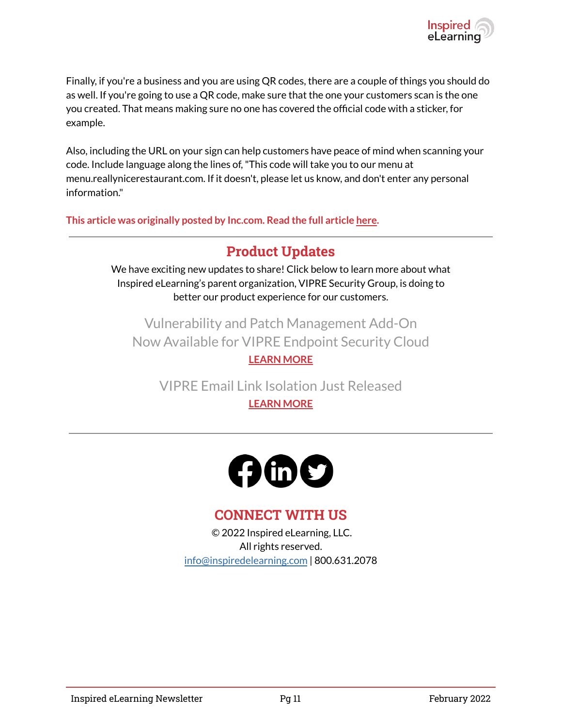Finally, if you're a business and you are using QR codes, there are a couple of things you should do as well. If you're going to use a QR code, make sure that the one your customers scan is the one you created. That means making sure no one has covered the official code with a sticker, for example.

Also, including the URL on your sign can help customers have peace of mind when scanning your code. Include language along the lines of, "This code will take you to our menu at menu.reallynicerestaurant.com. If it doesn't, please let us know, and don't enter any personal information."

**This article was originally posted by Inc.com. Read the full article here.**

---

## Product Updates

We have exciting new updates to share! Click below to learn more about what Inspired eLearning's parent organization, VIPRE Security Group, is doing to better our product experience for our customers.

Vulnerability and Patch Management Add-On Now Available for VIPRE Endpoint Security Cloud

**LEARN MORE**

VIPRE Email Link Isolation Just Released

**LEARN MORE**

---

## CONNECT WITH US

© 2022 Inspired eLearning, LLC.
All rights reserved.
info@inspiredelearning.com | 800.631.2078